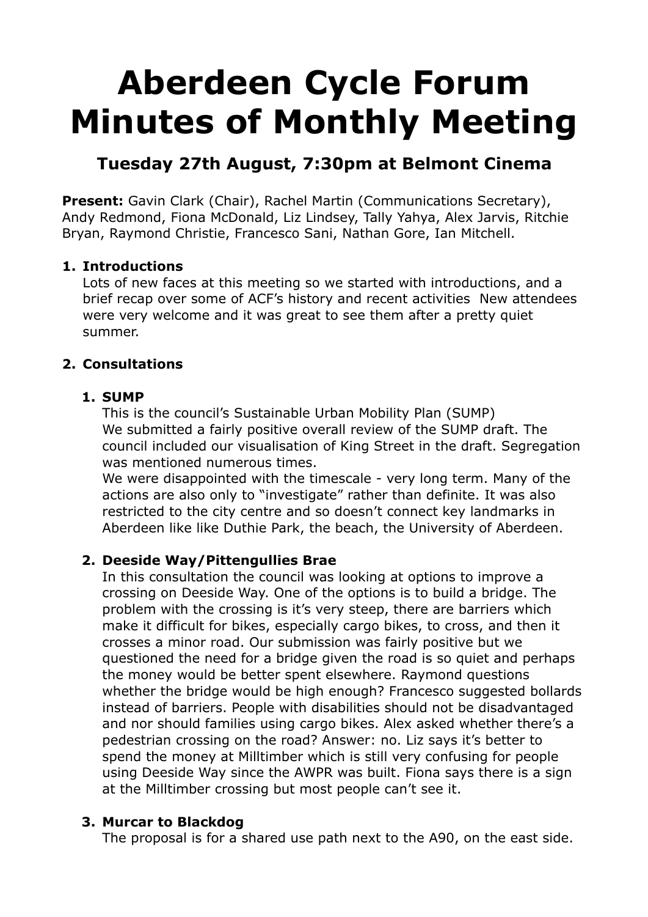# Aberdeen Cycle Forum Minutes of Monthly Meeting

## Tuesday 27th August, 7:30pm at Belmont Cinema

**Present:** Gavin Clark (Chair), Rachel Martin (Communications Secretary), Andy Redmond, Fiona McDonald, Liz Lindsey, Tally Yahya, Alex Jarvis, Ritchie Bryan, Raymond Christie, Francesco Sani, Nathan Gore, Ian Mitchell.

1. **Introductions**
   Lots of new faces at this meeting so we started with introductions, and a brief recap over some of ACF's history and recent activities  New attendees were very welcome and it was great to see them after a pretty quiet summer.

2. **Consultations**

   1. **SUMP**
      This is the council's Sustainable Urban Mobility Plan (SUMP)
      We submitted a fairly positive overall review of the SUMP draft. The council included our visualisation of King Street in the draft. Segregation was mentioned numerous times.
      We were disappointed with the timescale - very long term. Many of the actions are also only to "investigate" rather than definite. It was also restricted to the city centre and so doesn't connect key landmarks in Aberdeen like like Duthie Park, the beach, the University of Aberdeen.

   2. **Deeside Way/Pittengullies Brae**
      In this consultation the council was looking at options to improve a crossing on Deeside Way. One of the options is to build a bridge. The problem with the crossing is it's very steep, there are barriers which make it difficult for bikes, especially cargo bikes, to cross, and then it crosses a minor road. Our submission was fairly positive but we questioned the need for a bridge given the road is so quiet and perhaps the money would be better spent elsewhere. Raymond questions whether the bridge would be high enough? Francesco suggested bollards instead of barriers. People with disabilities should not be disadvantaged and nor should families using cargo bikes. Alex asked whether there's a pedestrian crossing on the road? Answer: no. Liz says it's better to spend the money at Milltimber which is still very confusing for people using Deeside Way since the AWPR was built. Fiona says there is a sign at the Milltimber crossing but most people can't see it.

   3. **Murcar to Blackdog**
      The proposal is for a shared use path next to the A90, on the east side.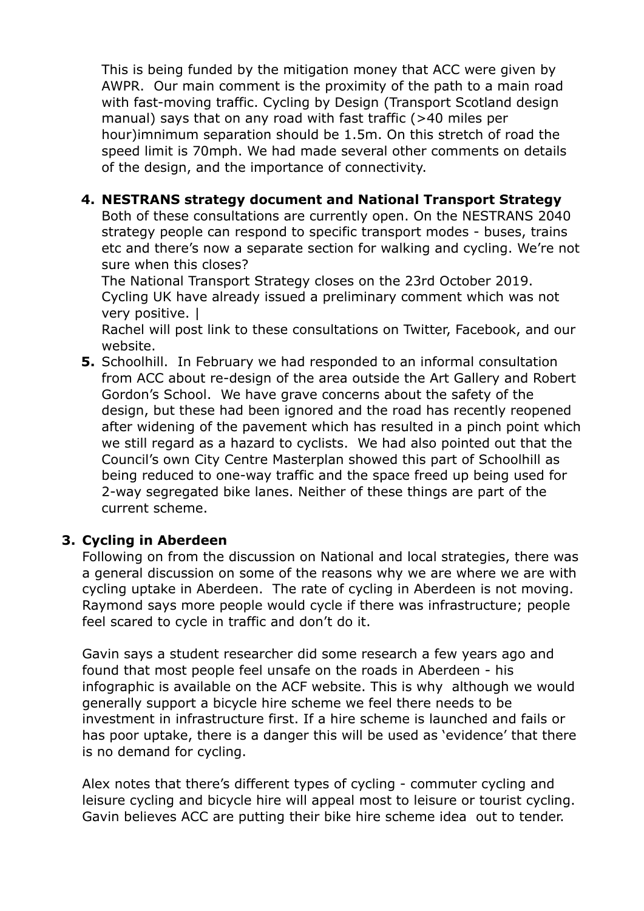This is being funded by the mitigation money that ACC were given by AWPR. Our main comment is the proximity of the path to a main road with fast-moving traffic. Cycling by Design (Transport Scotland design manual) says that on any road with fast traffic (>40 miles per hour)imnimum separation should be 1.5m. On this stretch of road the speed limit is 70mph. We had made several other comments on details of the design, and the importance of connectivity.

4. **NESTRANS strategy document and National Transport Strategy**
   Both of these consultations are currently open. On the NESTRANS 2040 strategy people can respond to specific transport modes - buses, trains etc and there's now a separate section for walking and cycling. We're not sure when this closes?
   The National Transport Strategy closes on the 23rd October 2019. Cycling UK have already issued a preliminary comment which was not very positive. |
   Rachel will post link to these consultations on Twitter, Facebook, and our website.
5. Schoolhill. In February we had responded to an informal consultation from ACC about re-design of the area outside the Art Gallery and Robert Gordon's School. We have grave concerns about the safety of the design, but these had been ignored and the road has recently reopened after widening of the pavement which has resulted in a pinch point which we still regard as a hazard to cyclists. We had also pointed out that the Council's own City Centre Masterplan showed this part of Schoolhill as being reduced to one-way traffic and the space freed up being used for 2-way segregated bike lanes. Neither of these things are part of the current scheme.

### 3. Cycling in Aberdeen

Following on from the discussion on National and local strategies, there was a general discussion on some of the reasons why we are where we are with cycling uptake in Aberdeen. The rate of cycling in Aberdeen is not moving. Raymond says more people would cycle if there was infrastructure; people feel scared to cycle in traffic and don't do it.

Gavin says a student researcher did some research a few years ago and found that most people feel unsafe on the roads in Aberdeen - his infographic is available on the ACF website. This is why although we would generally support a bicycle hire scheme we feel there needs to be investment in infrastructure first. If a hire scheme is launched and fails or has poor uptake, there is a danger this will be used as 'evidence' that there is no demand for cycling.

Alex notes that there's different types of cycling - commuter cycling and leisure cycling and bicycle hire will appeal most to leisure or tourist cycling. Gavin believes ACC are putting their bike hire scheme idea out to tender.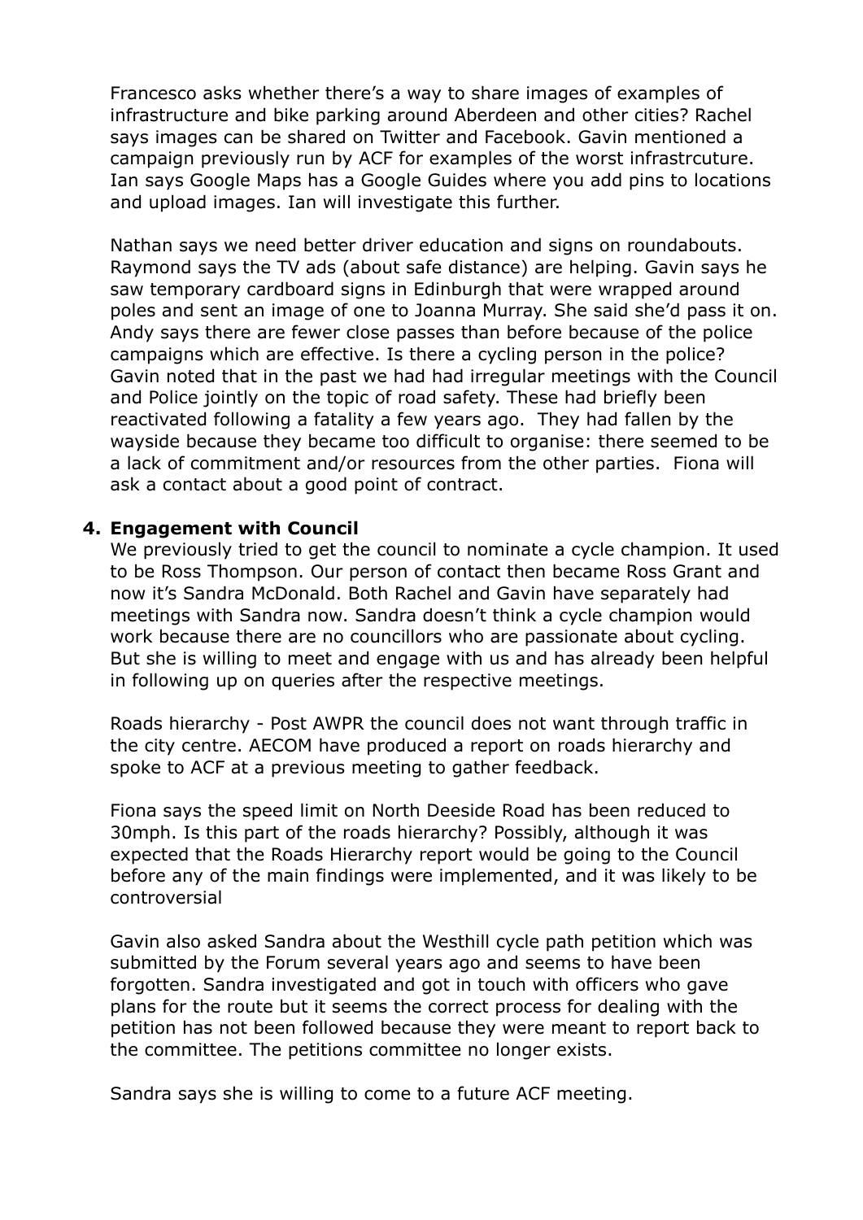Francesco asks whether there's a way to share images of examples of infrastructure and bike parking around Aberdeen and other cities? Rachel says images can be shared on Twitter and Facebook. Gavin mentioned a campaign previously run by ACF for examples of the worst infrastrcuture. Ian says Google Maps has a Google Guides where you add pins to locations and upload images. Ian will investigate this further.

Nathan says we need better driver education and signs on roundabouts. Raymond says the TV ads (about safe distance) are helping. Gavin says he saw temporary cardboard signs in Edinburgh that were wrapped around poles and sent an image of one to Joanna Murray. She said she'd pass it on. Andy says there are fewer close passes than before because of the police campaigns which are effective. Is there a cycling person in the police? Gavin noted that in the past we had had irregular meetings with the Council and Police jointly on the topic of road safety. These had briefly been reactivated following a fatality a few years ago. They had fallen by the wayside because they became too difficult to organise: there seemed to be a lack of commitment and/or resources from the other parties. Fiona will ask a contact about a good point of contract.

4. **Engagement with Council**

We previously tried to get the council to nominate a cycle champion. It used to be Ross Thompson. Our person of contact then became Ross Grant and now it's Sandra McDonald. Both Rachel and Gavin have separately had meetings with Sandra now. Sandra doesn't think a cycle champion would work because there are no councillors who are passionate about cycling. But she is willing to meet and engage with us and has already been helpful in following up on queries after the respective meetings.

Roads hierarchy - Post AWPR the council does not want through traffic in the city centre. AECOM have produced a report on roads hierarchy and spoke to ACF at a previous meeting to gather feedback.

Fiona says the speed limit on North Deeside Road has been reduced to 30mph. Is this part of the roads hierarchy? Possibly, although it was expected that the Roads Hierarchy report would be going to the Council before any of the main findings were implemented, and it was likely to be controversial

Gavin also asked Sandra about the Westhill cycle path petition which was submitted by the Forum several years ago and seems to have been forgotten. Sandra investigated and got in touch with officers who gave plans for the route but it seems the correct process for dealing with the petition has not been followed because they were meant to report back to the committee. The petitions committee no longer exists.

Sandra says she is willing to come to a future ACF meeting.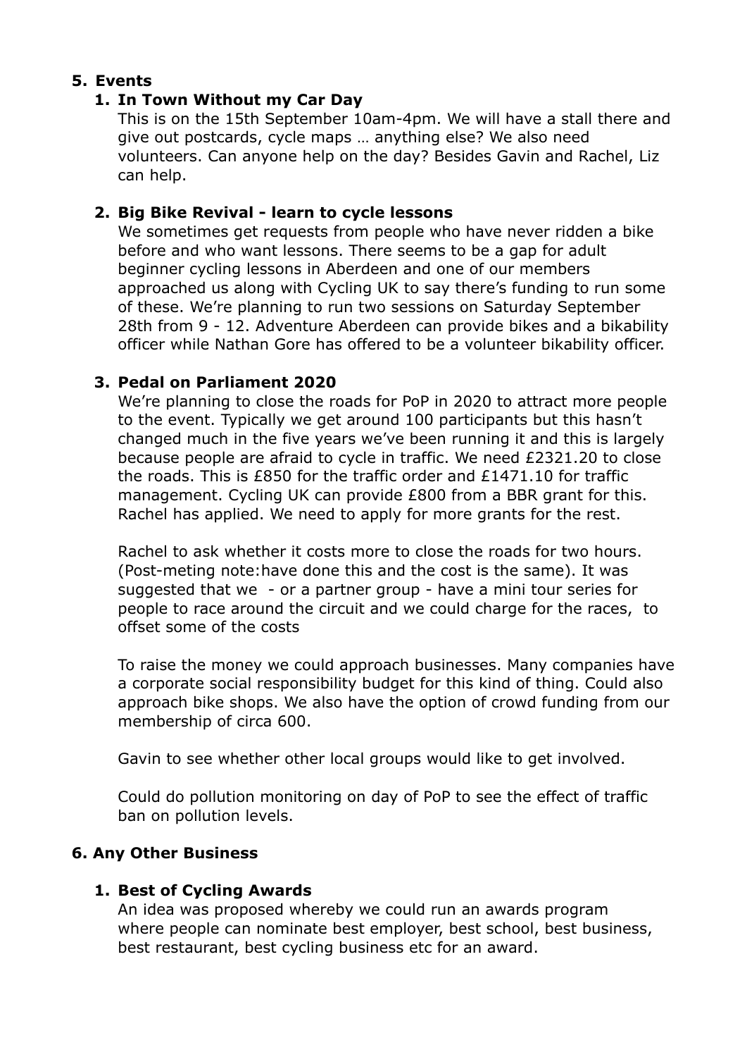5. **Events**

   1. **In Town Without my Car Day**

      This is on the 15th September 10am-4pm. We will have a stall there and give out postcards, cycle maps … anything else? We also need volunteers. Can anyone help on the day? Besides Gavin and Rachel, Liz can help.

   2. **Big Bike Revival - learn to cycle lessons**

      We sometimes get requests from people who have never ridden a bike before and who want lessons. There seems to be a gap for adult beginner cycling lessons in Aberdeen and one of our members approached us along with Cycling UK to say there's funding to run some of these. We're planning to run two sessions on Saturday September 28th from 9 - 12. Adventure Aberdeen can provide bikes and a bikability officer while Nathan Gore has offered to be a volunteer bikability officer.

   3. **Pedal on Parliament 2020**

      We're planning to close the roads for PoP in 2020 to attract more people to the event. Typically we get around 100 participants but this hasn't changed much in the five years we've been running it and this is largely because people are afraid to cycle in traffic. We need £2321.20 to close the roads. This is £850 for the traffic order and £1471.10 for traffic management. Cycling UK can provide £800 from a BBR grant for this. Rachel has applied. We need to apply for more grants for the rest.

      Rachel to ask whether it costs more to close the roads for two hours. (Post-meting note:have done this and the cost is the same). It was suggested that we - or a partner group - have a mini tour series for people to race around the circuit and we could charge for the races, to offset some of the costs

      To raise the money we could approach businesses. Many companies have a corporate social responsibility budget for this kind of thing. Could also approach bike shops. We also have the option of crowd funding from our membership of circa 600.

      Gavin to see whether other local groups would like to get involved.

      Could do pollution monitoring on day of PoP to see the effect of traffic ban on pollution levels.

6. **Any Other Business**

   1. **Best of Cycling Awards**

      An idea was proposed whereby we could run an awards program where people can nominate best employer, best school, best business, best restaurant, best cycling business etc for an award.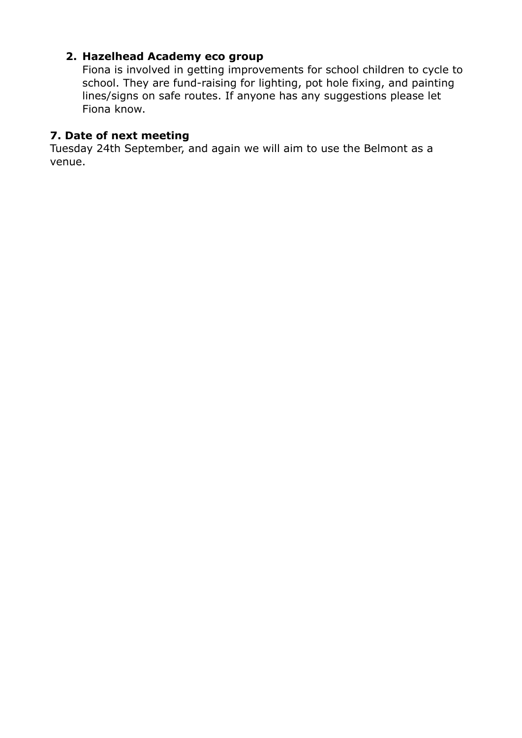2. **Hazelhead Academy eco group**
   Fiona is involved in getting improvements for school children to cycle to school. They are fund-raising for lighting, pot hole fixing, and painting lines/signs on safe routes. If anyone has any suggestions please let Fiona know.

**7. Date of next meeting**

Tuesday 24th September, and again we will aim to use the Belmont as a venue.